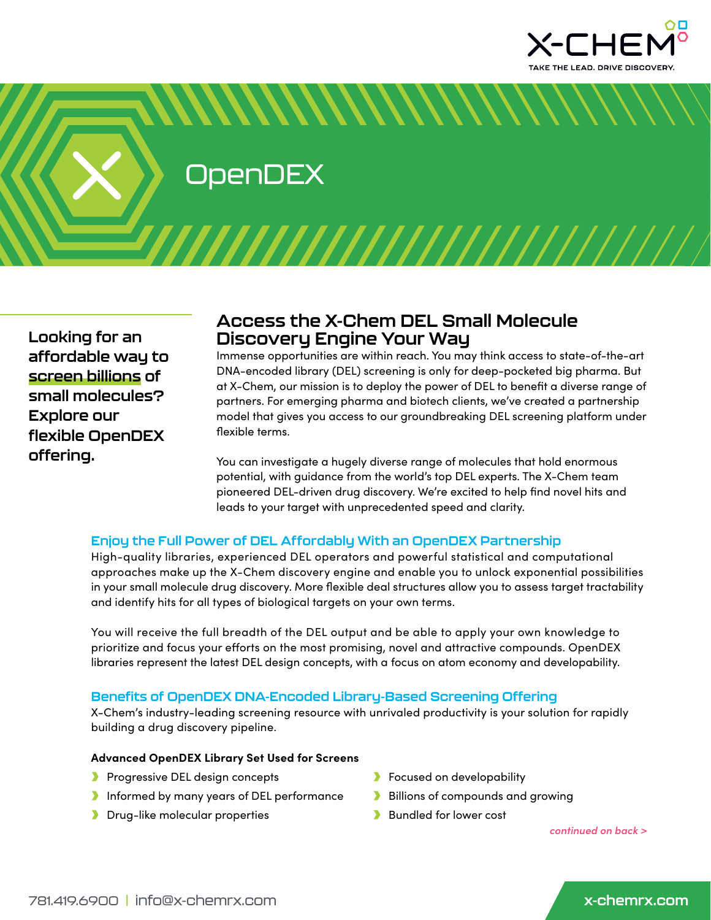# OpenDEX

**Looking for an affordable way to screen billions of small molecules? Explore our flexible OpenDEX offering.**

## Access the X-Chem DEL Small Molecule Discovery Engine Your Way

Immense opportunities are within reach. You may think access to state-of-the-art DNA-encoded library (DEL) screening is only for deep-pocketed big pharma. But at X-Chem, our mission is to deploy the power of DEL to benefit a diverse range of partners. For emerging pharma and biotech clients, we've created a partnership model that gives you access to our groundbreaking DEL screening platform under flexible terms.

You can investigate a hugely diverse range of molecules that hold enormous potential, with guidance from the world's top DEL experts. The X-Chem team pioneered DEL-driven drug discovery. We're excited to help find novel hits and leads to your target with unprecedented speed and clarity.

### Enjoy the Full Power of DEL Affordably With an OpenDEX Partnership

High-quality libraries, experienced DEL operators and powerful statistical and computational approaches make up the X-Chem discovery engine and enable you to unlock exponential possibilities in your small molecule drug discovery. More flexible deal structures allow you to assess target tractability and identify hits for all types of biological targets on your own terms.

You will receive the full breadth of the DEL output and be able to apply your own knowledge to prioritize and focus your efforts on the most promising, novel and attractive compounds. OpenDEX libraries represent the latest DEL design concepts, with a focus on atom economy and developability.

### Benefits of OpenDEX DNA-Encoded Library-Based Screening Offering

X-Chem's industry-leading screening resource with unrivaled productivity is your solution for rapidly building a drug discovery pipeline.

**Advanced OpenDEX Library Set Used for Screens**

- Progressive DEL design concepts
- Informed by many years of DEL performance
- Drug-like molecular properties
- Focused on developability
- Billions of compounds and growing
- Bundled for lower cost

*continued on back >*

781.419.6900 | info@x-chemrx.com    x-chemrx.com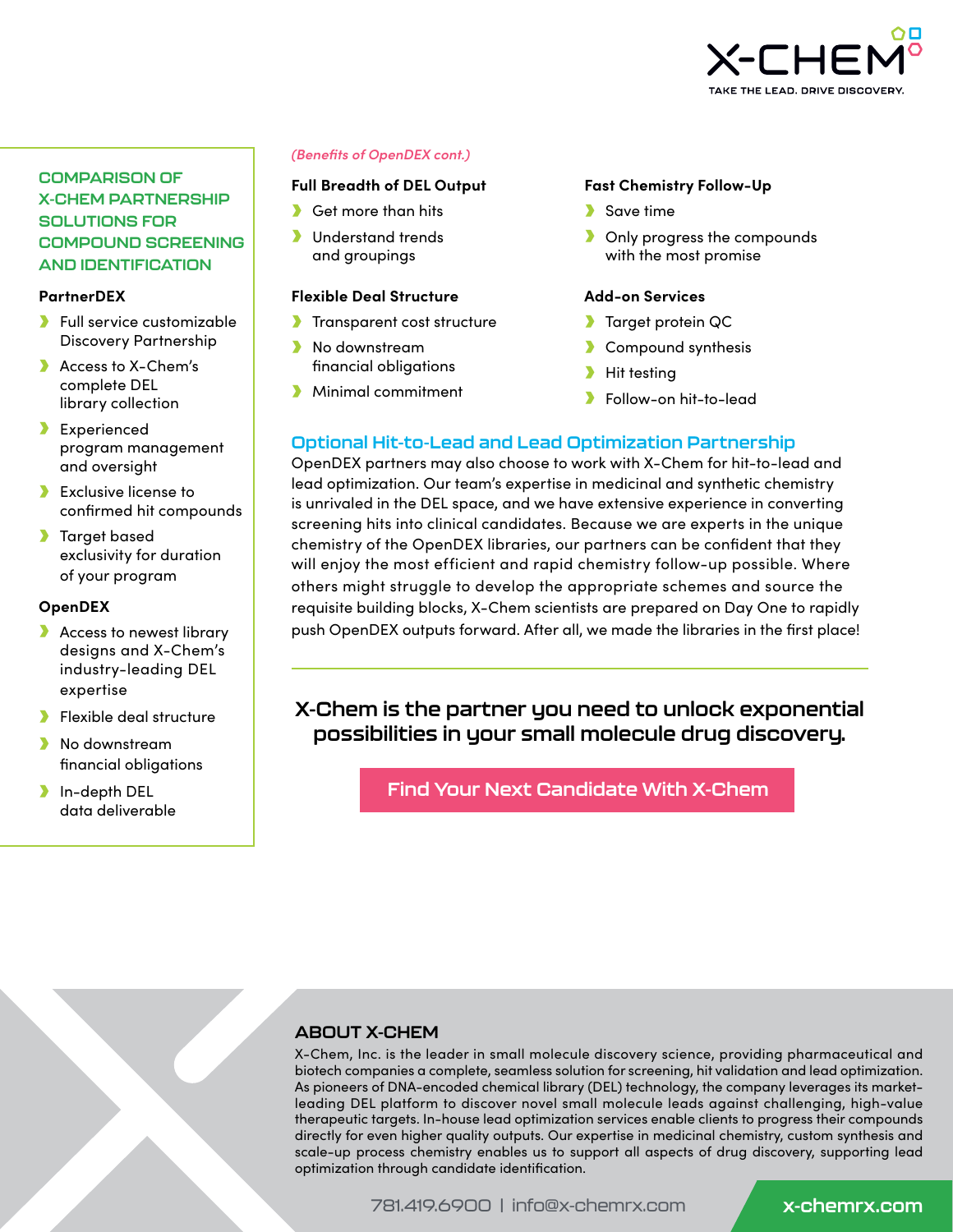## COMPARISON OF X-CHEM PARTNERSHIP SOLUTIONS FOR COMPOUND SCREENING AND IDENTIFICATION

### PartnerDEX

- Full service customizable Discovery Partnership
- Access to X-Chem's complete DEL library collection
- Experienced program management and oversight
- Exclusive license to confirmed hit compounds
- Target based exclusivity for duration of your program

### OpenDEX

- Access to newest library designs and X-Chem's industry-leading DEL expertise
- Flexible deal structure
- No downstream financial obligations
- In-depth DEL data deliverable

*(Benefits of OpenDEX cont.)*

### Full Breadth of DEL Output

- Get more than hits
- Understand trends and groupings

### Fast Chemistry Follow-Up

- Save time
- Only progress the compounds with the most promise

### Flexible Deal Structure

- Transparent cost structure
- No downstream financial obligations
- Minimal commitment

### Add-on Services

- Target protein QC
- Compound synthesis
- Hit testing
- Follow-on hit-to-lead

## Optional Hit-to-Lead and Lead Optimization Partnership

OpenDEX partners may also choose to work with X-Chem for hit-to-lead and lead optimization. Our team's expertise in medicinal and synthetic chemistry is unrivaled in the DEL space, and we have extensive experience in converting screening hits into clinical candidates. Because we are experts in the unique chemistry of the OpenDEX libraries, our partners can be confident that they will enjoy the most efficient and rapid chemistry follow-up possible. Where others might struggle to develop the appropriate schemes and source the requisite building blocks, X-Chem scientists are prepared on Day One to rapidly push OpenDEX outputs forward. After all, we made the libraries in the first place!

**X-Chem is the partner you need to unlock exponential possibilities in your small molecule drug discovery.**

**Find Your Next Candidate With X-Chem**

## ABOUT X-CHEM

X-Chem, Inc. is the leader in small molecule discovery science, providing pharmaceutical and biotech companies a complete, seamless solution for screening, hit validation and lead optimization. As pioneers of DNA-encoded chemical library (DEL) technology, the company leverages its market-leading DEL platform to discover novel small molecule leads against challenging, high-value therapeutic targets. In-house lead optimization services enable clients to progress their compounds directly for even higher quality outputs. Our expertise in medicinal chemistry, custom synthesis and scale-up process chemistry enables us to support all aspects of drug discovery, supporting lead optimization through candidate identification.

781.419.6900 | info@x-chemrx.com

x-chemrx.com